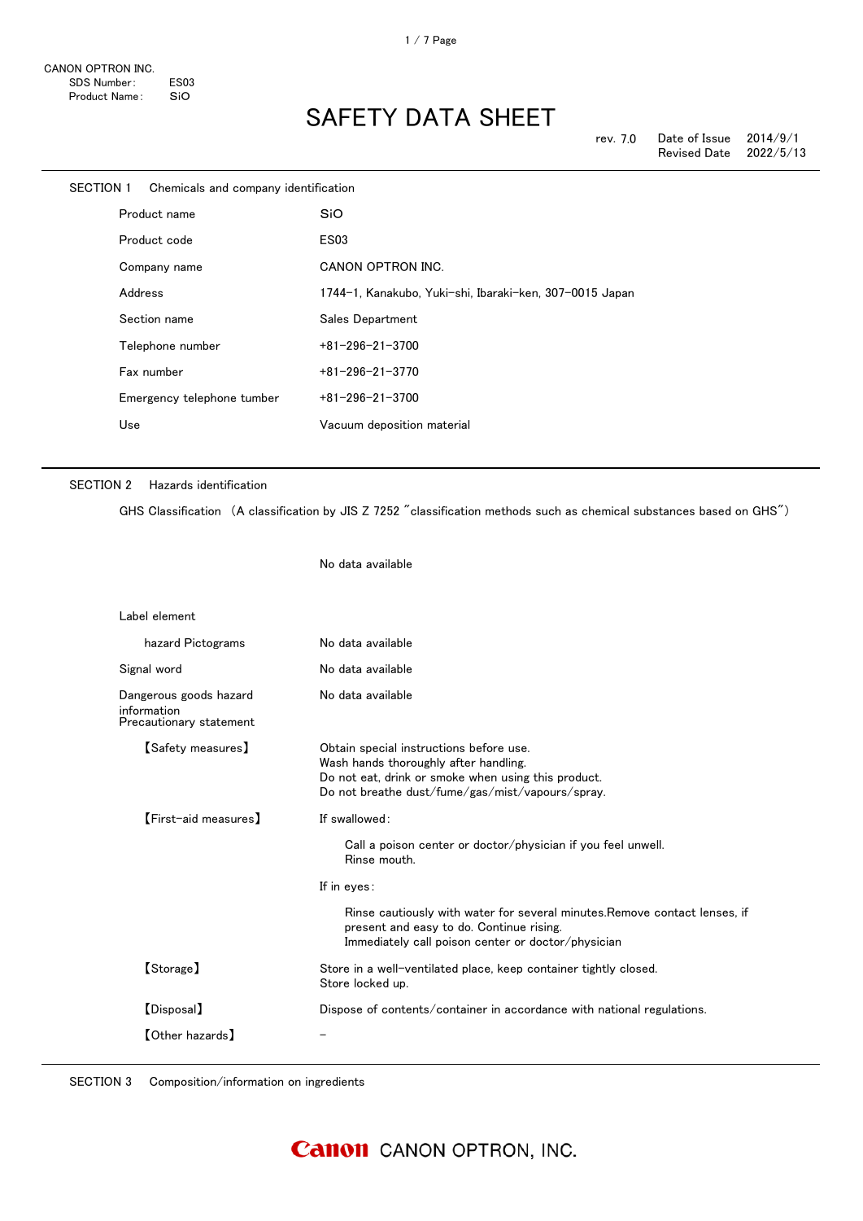CANON OPTRON INC.
SDS Number: ES03
Product Name: SiO

# SAFETY DATA SHEET

rev. 7.0 Date of Issue 2014/9/1
Revised Date 2022/5/13

## SECTION 1 Chemicals and company identification

| | |
|---|---|
| Product name | SiO |
| Product code | ES03 |
| Company name | CANON OPTRON INC. |
| Address | 1744-1, Kanakubo, Yuki-shi, Ibaraki-ken, 307-0015 Japan |
| Section name | Sales Department |
| Telephone number | +81-296-21-3700 |
| Fax number | +81-296-21-3770 |
| Emergency telephone tumber | +81-296-21-3700 |
| Use | Vacuum deposition material |

## SECTION 2 Hazards identification

GHS Classification （A classification by JIS Z 7252 "classification methods such as chemical substances based on GHS"）

No data available

Label element

| | |
|---|---|
| hazard Pictograms | No data available |
| Signal word | No data available |
| Dangerous goods hazard information | No data available |

Precautionary statement

【Safety measures】

Obtain special instructions before use.
Wash hands thoroughly after handling.
Do not eat, drink or smoke when using this product.
Do not breathe dust/fume/gas/mist/vapours/spray.

【First-aid measures】

If swallowed:

Call a poison center or doctor/physician if you feel unwell.
Rinse mouth.

If in eyes:

Rinse cautiously with water for several minutes.Remove contact lenses, if present and easy to do. Continue rising.
Immediately call poison center or doctor/physician

【Storage】

Store in a well-ventilated place, keep container tightly closed.
Store locked up.

【Disposal】

Dispose of contents/container in accordance with national regulations.

【Other hazards】

\-

## SECTION 3 Composition/information on ingredients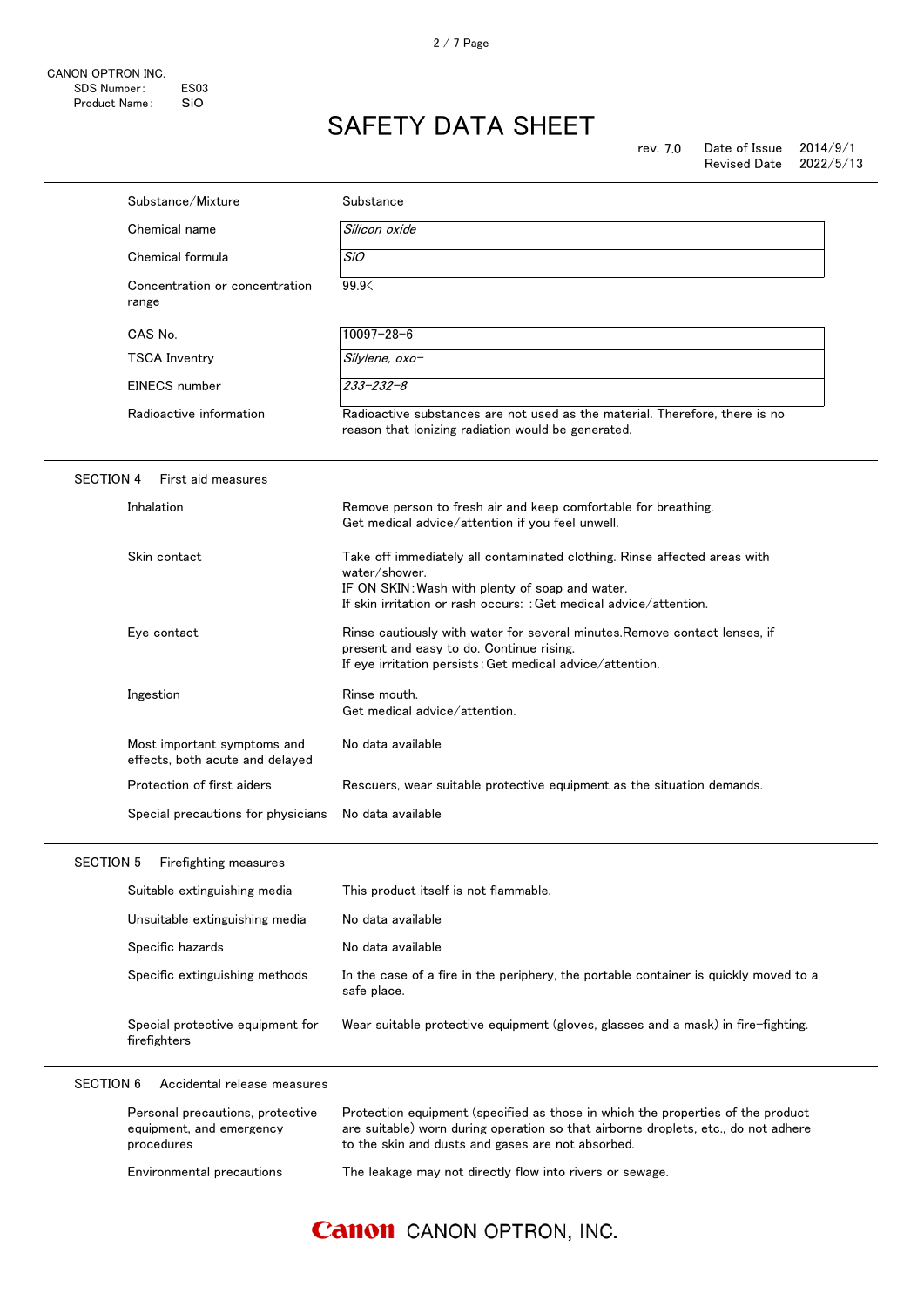| | |
|---|---|
| Substance/Mixture | Substance |
| Chemical name | *Silicon oxide* |
| Chemical formula | *SiO* |
| Concentration or concentration range | 99.9< |
| CAS No. | 10097-28-6 |
| TSCA Inventry | *Silylene, oxo-* |
| EINECS number | *233-232-8* |
| Radioactive information | Radioactive substances are not used as the material. Therefore, there is no reason that ionizing radiation would be generated. |

## SECTION 4 First aid measures

| | |
|---|---|
| Inhalation | Remove person to fresh air and keep comfortable for breathing.<br>Get medical advice/attention if you feel unwell. |
| Skin contact | Take off immediately all contaminated clothing. Rinse affected areas with water/shower.<br>IF ON SKIN : Wash with plenty of soap and water.<br>If skin irritation or rash occurs: : Get medical advice/attention. |
| Eye contact | Rinse cautiously with water for several minutes.Remove contact lenses, if present and easy to do. Continue rising.<br>If eye irritation persists : Get medical advice/attention. |
| Ingestion | Rinse mouth.<br>Get medical advice/attention. |
| Most important symptoms and effects, both acute and delayed | No data available |
| Protection of first aiders | Rescuers, wear suitable protective equipment as the situation demands. |
| Special precautions for physicians | No data available |

## SECTION 5 Firefighting measures

| | |
|---|---|
| Suitable extinguishing media | This product itself is not flammable. |
| Unsuitable extinguishing media | No data available |
| Specific hazards | No data available |
| Specific extinguishing methods | In the case of a fire in the periphery, the portable container is quickly moved to a safe place. |
| Special protective equipment for firefighters | Wear suitable protective equipment (gloves, glasses and a mask) in fire-fighting. |

## SECTION 6 Accidental release measures

| | |
|---|---|
| Personal precautions, protective equipment, and emergency procedures | Protection equipment (specified as those in which the properties of the product are suitable) worn during operation so that airborne droplets, etc., do not adhere to the skin and dusts and gases are not absorbed. |
| Environmental precautions | The leakage may not directly flow into rivers or sewage. |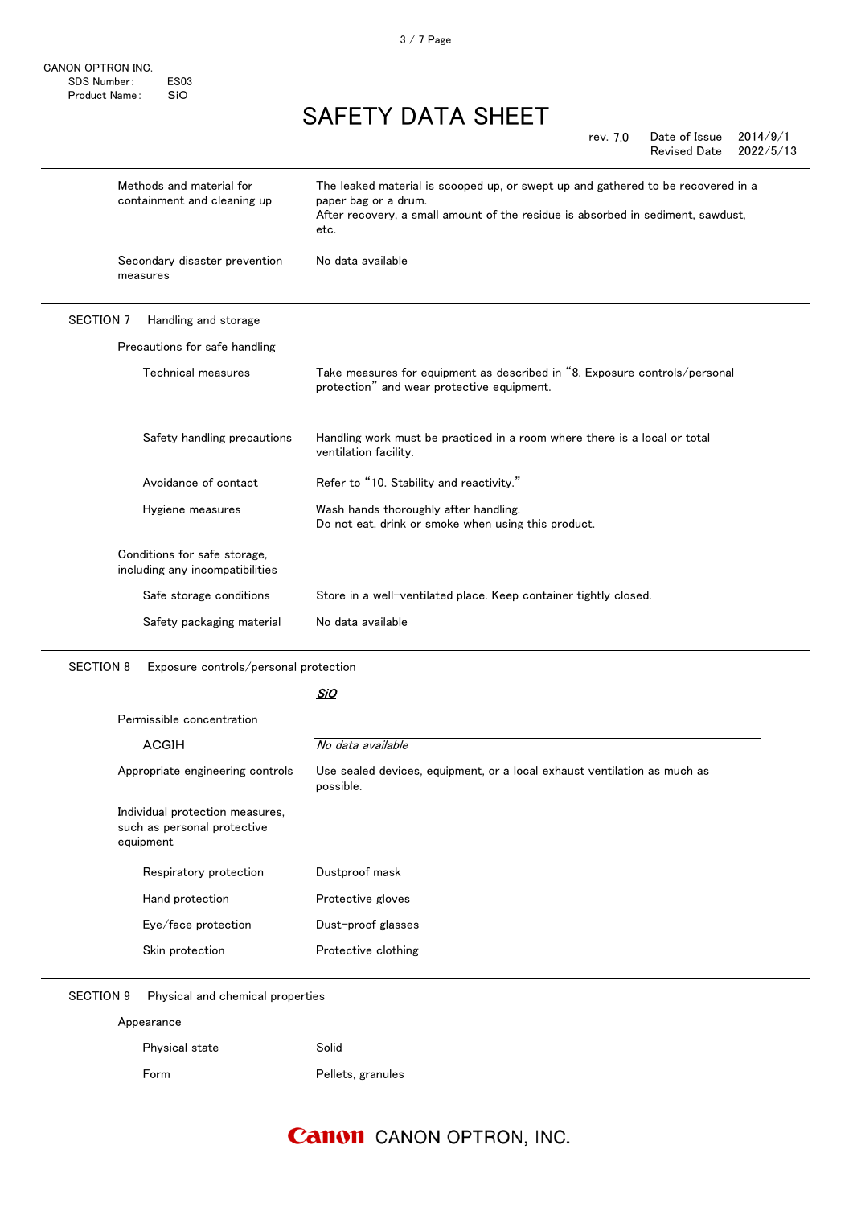| | |
|---|---|
| Methods and material for containment and cleaning up | The leaked material is scooped up, or swept up and gathered to be recovered in a paper bag or a drum. After recovery, a small amount of the residue is absorbed in sediment, sawdust, etc. |
| Secondary disaster prevention measures | No data available |

## SECTION 7 Handling and storage

**Precautions for safe handling**

| | |
|---|---|
| Technical measures | Take measures for equipment as described in "8. Exposure controls/personal protection" and wear protective equipment. |
| Safety handling precautions | Handling work must be practiced in a room where there is a local or total ventilation facility. |
| Avoidance of contact | Refer to "10. Stability and reactivity." |
| Hygiene measures | Wash hands thoroughly after handling. Do not eat, drink or smoke when using this product. |

**Conditions for safe storage, including any incompatibilities**

| | |
|---|---|
| Safe storage conditions | Store in a well-ventilated place. Keep container tightly closed. |
| Safety packaging material | No data available |

## SECTION 8 Exposure controls/personal protection

| | ***SiO*** |
|---|---|
| Permissible concentration | |
| ACGIH | *No data available* |
| Appropriate engineering controls | Use sealed devices, equipment, or a local exhaust ventilation as much as possible. |

**Individual protection measures, such as personal protective equipment**

| | |
|---|---|
| Respiratory protection | Dustproof mask |
| Hand protection | Protective gloves |
| Eye/face protection | Dust-proof glasses |
| Skin protection | Protective clothing |

## SECTION 9 Physical and chemical properties

**Appearance**

| | |
|---|---|
| Physical state | Solid |
| Form | Pellets, granules |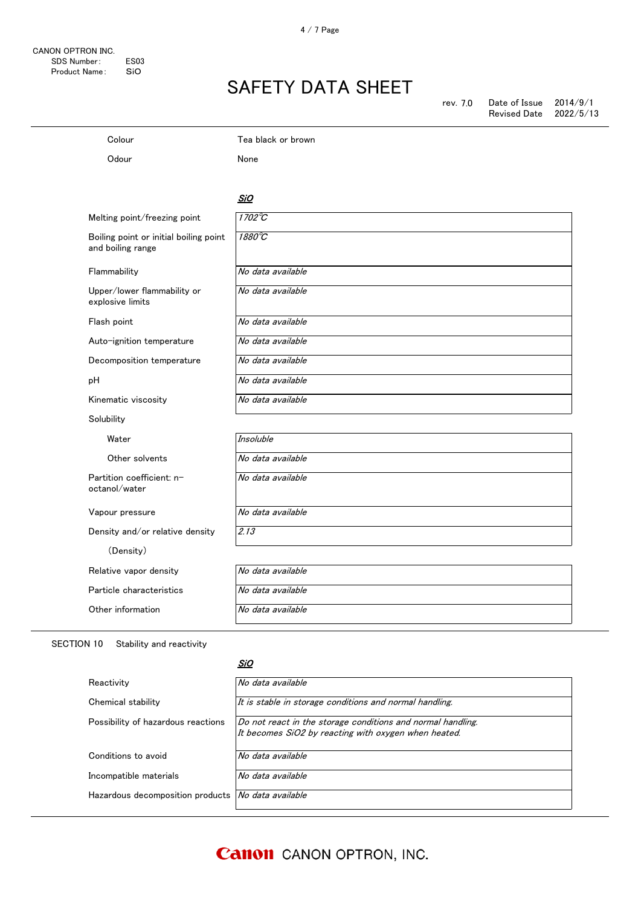| | |
|---|---|
| Colour | Tea black or brown |
| Odour | None |

***SiO***

| | |
|---|---|
| Melting point/freezing point | *1702℃* |
| Boiling point or initial boiling point and boiling range | *1880℃* |
| Flammability | *No data available* |
| Upper/lower flammability or explosive limits | *No data available* |
| Flash point | *No data available* |
| Auto-ignition temperature | *No data available* |
| Decomposition temperature | *No data available* |
| pH | *No data available* |
| Kinematic viscosity | *No data available* |
| Solubility | |
| Water | *Insoluble* |
| Other solvents | *No data available* |
| Partition coefficient: n-octanol/water | *No data available* |
| Vapour pressure | *No data available* |
| Density and/or relative density (Density) | *2.13* |
| Relative vapor density | *No data available* |
| Particle characteristics | *No data available* |
| Other information | *No data available* |

## SECTION 10 Stability and reactivity

***SiO***

| | |
|---|---|
| Reactivity | *No data available* |
| Chemical stability | *It is stable in storage conditions and normal handling.* |
| Possibility of hazardous reactions | *Do not react in the storage conditions and normal handling.*<br>*It becomes $SiO_2$ by reacting with oxygen when heated.* |
| Conditions to avoid | *No data available* |
| Incompatible materials | *No data available* |
| Hazardous decomposition products | *No data available* |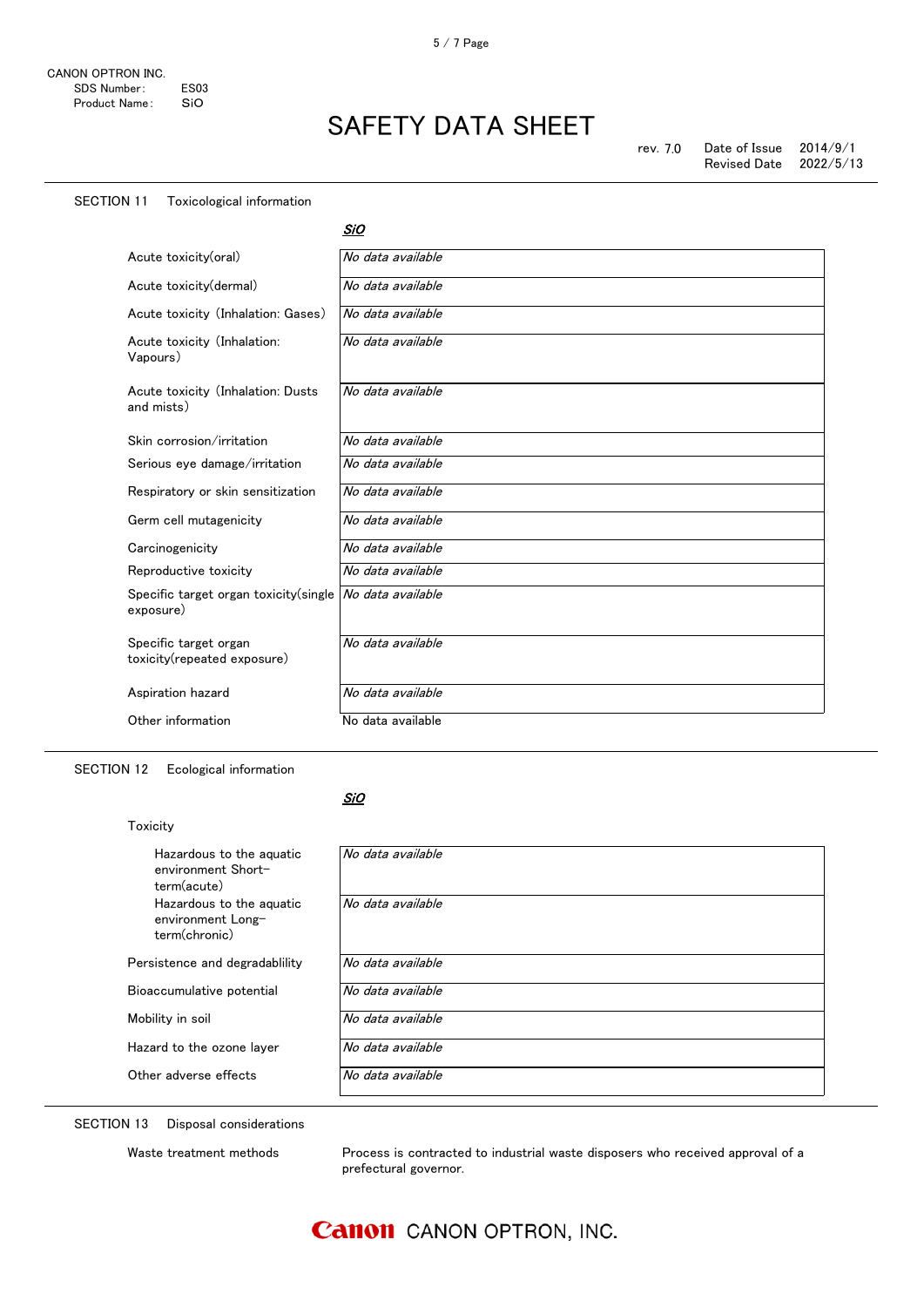## SECTION 11　Toxicological information

| | ***SiO*** |
|---|---|
| Acute toxicity(oral) | *No data available* |
| Acute toxicity(dermal) | *No data available* |
| Acute toxicity (Inhalation: Gases) | *No data available* |
| Acute toxicity (Inhalation: Vapours) | *No data available* |
| Acute toxicity (Inhalation: Dusts and mists) | *No data available* |
| Skin corrosion/irritation | *No data available* |
| Serious eye damage/irritation | *No data available* |
| Respiratory or skin sensitization | *No data available* |
| Germ cell mutagenicity | *No data available* |
| Carcinogenicity | *No data available* |
| Reproductive toxicity | *No data available* |
| Specific target organ toxicity(single exposure) | *No data available* |
| Specific target organ toxicity(repeated exposure) | *No data available* |
| Aspiration hazard | *No data available* |
| Other information | No data available |

## SECTION 12　Ecological information

| | ***SiO*** |
|---|---|
| Toxicity | |
| Hazardous to the aquatic environment Short-term(acute) | *No data available* |
| Hazardous to the aquatic environment Long-term(chronic) | *No data available* |
| Persistence and degradablility | *No data available* |
| Bioaccumulative potential | *No data available* |
| Mobility in soil | *No data available* |
| Hazard to the ozone layer | *No data available* |
| Other adverse effects | *No data available* |

## SECTION 13　Disposal considerations

Waste treatment methods　　Process is contracted to industrial waste disposers who received approval of a prefectural governor.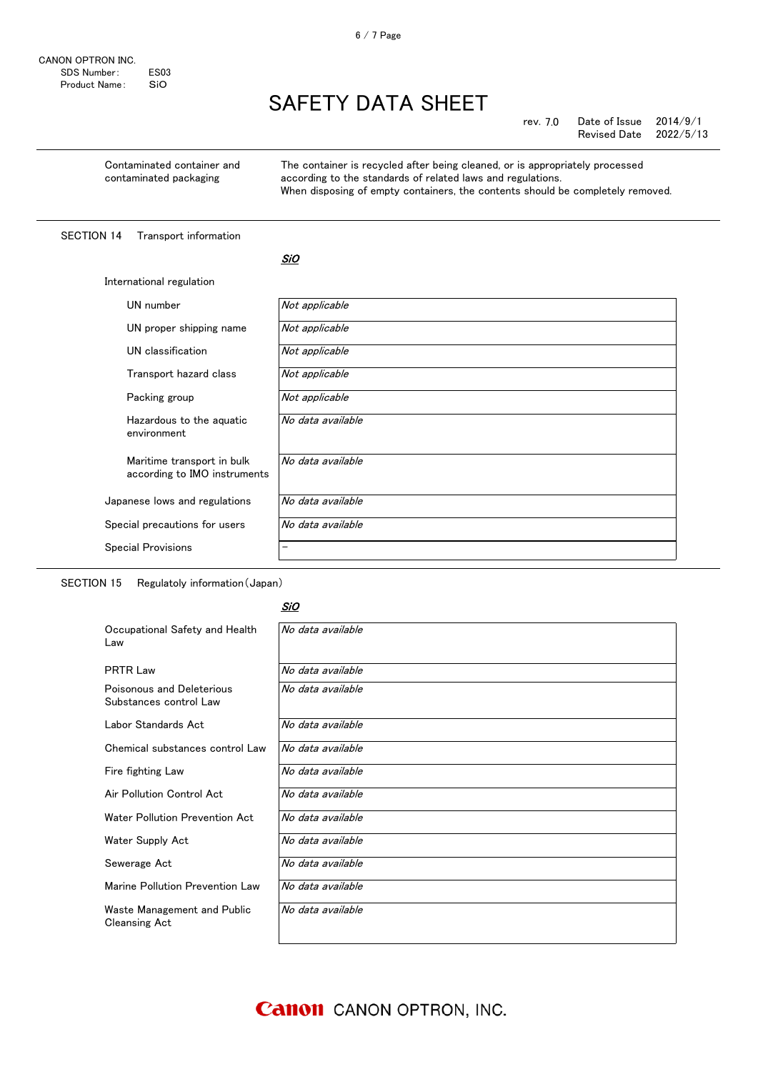| | |
|---|---|
| Contaminated container and contaminated packaging | The container is recycled after being cleaned, or is appropriately processed according to the standards of related laws and regulations. When disposing of empty containers, the contents should be completely removed. |

## SECTION 14 Transport information

| | *SiO* |
|---|---|
| **International regulation** | |
| UN number | *Not applicable* |
| UN proper shipping name | *Not applicable* |
| UN classification | *Not applicable* |
| Transport hazard class | *Not applicable* |
| Packing group | *Not applicable* |
| Hazardous to the aquatic environment | *No data available* |
| Maritime transport in bulk according to IMO instruments | *No data available* |
| Japanese lows and regulations | *No data available* |
| Special precautions for users | *No data available* |
| Special Provisions | － |

## SECTION 15 Regulatoly information（Japan）

| | *SiO* |
|---|---|
| Occupational Safety and Health Law | *No data available* |
| PRTR Law | *No data available* |
| Poisonous and Deleterious Substances control Law | *No data available* |
| Labor Standards Act | *No data available* |
| Chemical substances control Law | *No data available* |
| Fire fighting Law | *No data available* |
| Air Pollution Control Act | *No data available* |
| Water Pollution Prevention Act | *No data available* |
| Water Supply Act | *No data available* |
| Sewerage Act | *No data available* |
| Marine Pollution Prevention Law | *No data available* |
| Waste Management and Public Cleansing Act | *No data available* |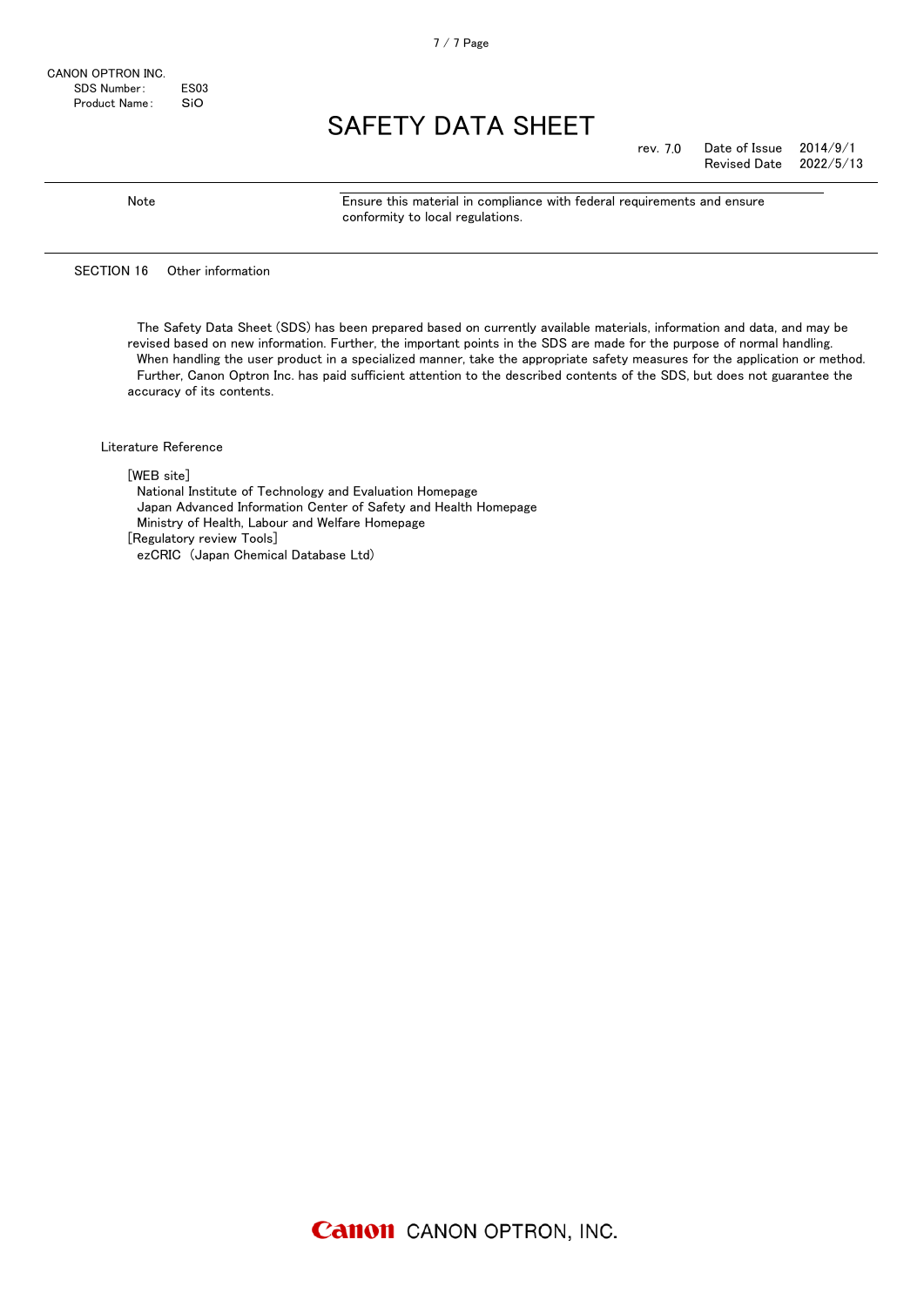CANON OPTRON INC.
SDS Number: ES03
Product Name: SiO

# SAFETY DATA SHEET

rev. 7.0 Date of Issue 2014/9/1
Revised Date 2022/5/13

| | |
|---|---|
| Note | Ensure this material in compliance with federal requirements and ensure conformity to local regulations. |

## SECTION 16 Other information

The Safety Data Sheet (SDS) has been prepared based on currently available materials, information and data, and may be revised based on new information. Further, the important points in the SDS are made for the purpose of normal handling.
When handling the user product in a specialized manner, take the appropriate safety measures for the application or method.
Further, Canon Optron Inc. has paid sufficient attention to the described contents of the SDS, but does not guarantee the accuracy of its contents.

### Literature Reference

[WEB site]
National Institute of Technology and Evaluation Homepage
Japan Advanced Information Center of Safety and Health Homepage
Ministry of Health, Labour and Welfare Homepage
[Regulatory review Tools]
ezCRIC（Japan Chemical Database Ltd）

Canon CANON OPTRON, INC.